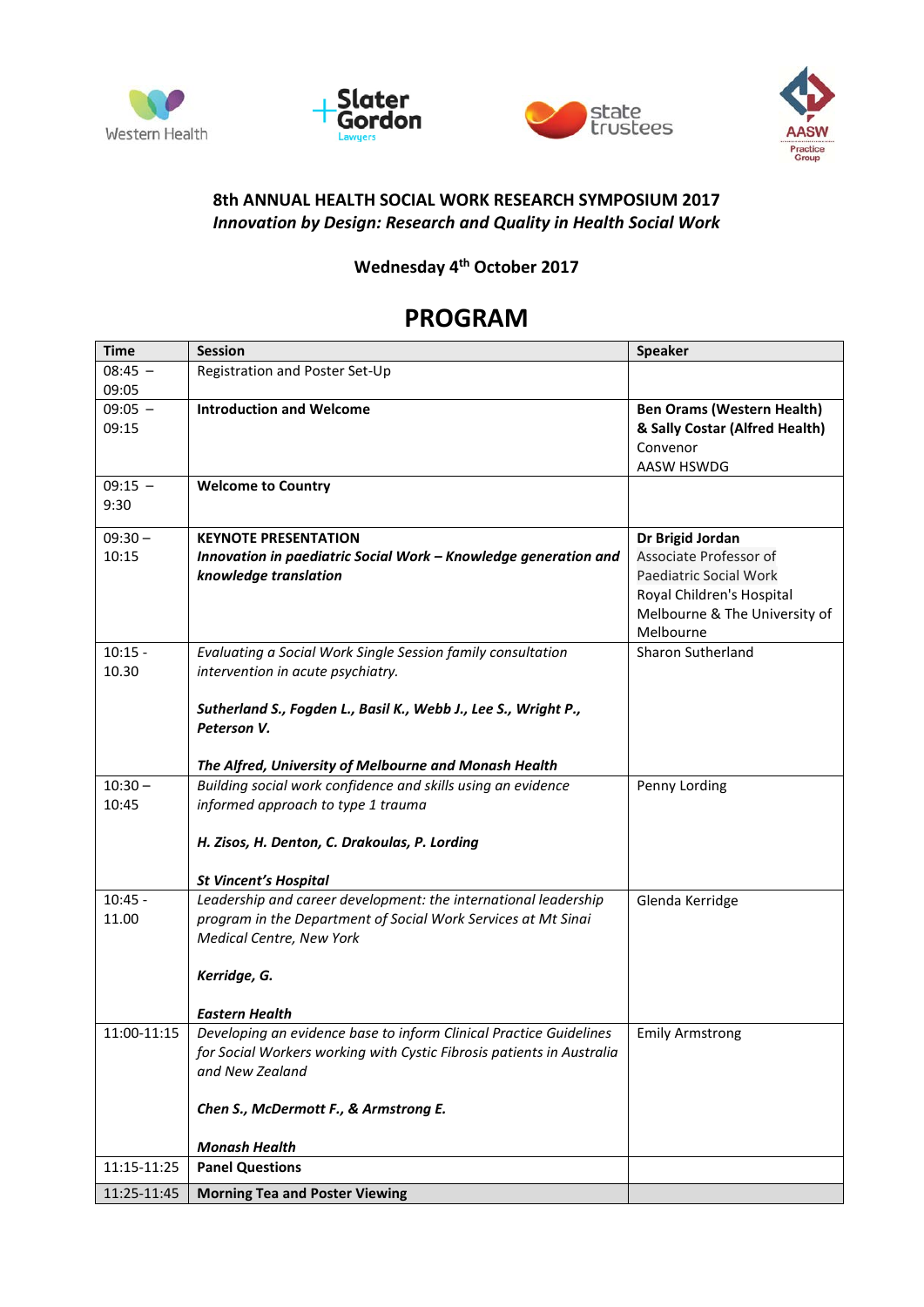Western Health | Slater Gordon Lawyers | state trustees | AASW Practice Group

**8th ANNUAL HEALTH SOCIAL WORK RESEARCH SYMPOSIUM 2017**
***Innovation by Design: Research and Quality in Health Social Work***

**Wednesday 4th October 2017**

# PROGRAM

| Time | Session | Speaker |
|---|---|---|
| 08:45 – 09:05 | Registration and Poster Set-Up | |
| 09:05 – 09:15 | **Introduction and Welcome** | **Ben Orams (Western Health) & Sally Costar (Alfred Health)** Convenor AASW HSWDG |
| 09:15 – 9:30 | **Welcome to Country** | |
| 09:30 – 10:15 | **KEYNOTE PRESENTATION** ***Innovation in paediatric Social Work – Knowledge generation and knowledge translation*** | **Dr Brigid Jordan** Associate Professor of Paediatric Social Work Royal Children's Hospital Melbourne & The University of Melbourne |
| 10:15 - 10.30 | *Evaluating a Social Work Single Session family consultation intervention in acute psychiatry.* ***Sutherland S., Fogden L., Basil K., Webb J., Lee S., Wright P., Peterson V.*** ***The Alfred, University of Melbourne and Monash Health*** | Sharon Sutherland |
| 10:30 – 10:45 | *Building social work confidence and skills using an evidence informed approach to type 1 trauma* ***H. Zisos, H. Denton, C. Drakoulas, P. Lording*** ***St Vincent's Hospital*** | Penny Lording |
| 10:45 - 11.00 | *Leadership and career development: the international leadership program in the Department of Social Work Services at Mt Sinai Medical Centre, New York* ***Kerridge, G.*** ***Eastern Health*** | Glenda Kerridge |
| 11:00-11:15 | *Developing an evidence base to inform Clinical Practice Guidelines for Social Workers working with Cystic Fibrosis patients in Australia and New Zealand* ***Chen S., McDermott F., & Armstrong E.*** ***Monash Health*** | Emily Armstrong |
| 11:15-11:25 | **Panel Questions** | |
| 11:25-11:45 | **Morning Tea and Poster Viewing** | |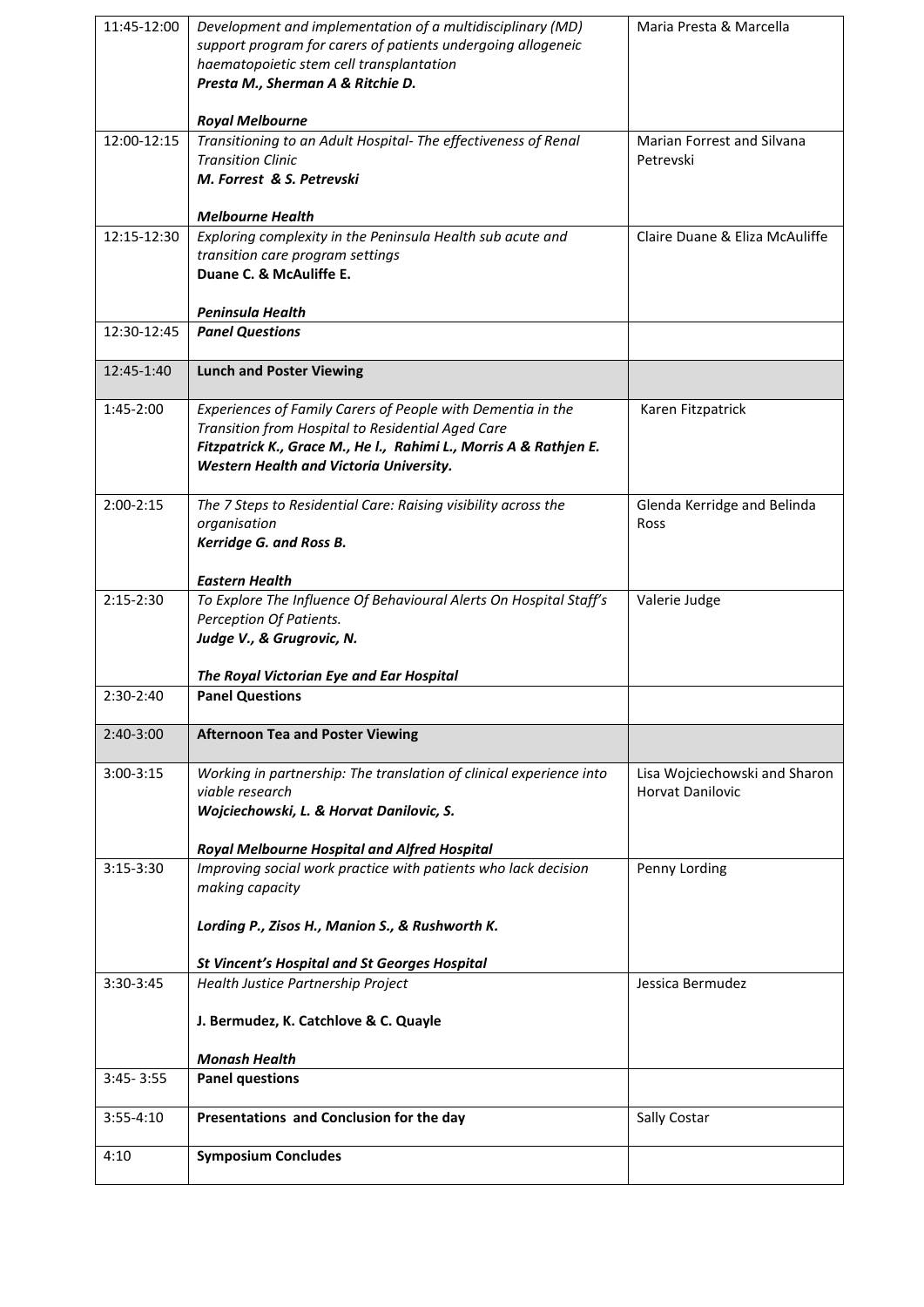| | | |
|---|---|---|
| 11:45-12:00 | *Development and implementation of a multidisciplinary (MD) support program for carers of patients undergoing allogeneic haematopoietic stem cell transplantation* ***Presta M., Sherman A & Ritchie D.*** ***Royal Melbourne*** | Maria Presta & Marcella |
| 12:00-12:15 | *Transitioning to an Adult Hospital- The effectiveness of Renal Transition Clinic* ***M. Forrest & S. Petrevski*** ***Melbourne Health*** | Marian Forrest and Silvana Petrevski |
| 12:15-12:30 | *Exploring complexity in the Peninsula Health sub acute and transition care program settings* **Duane C. & McAuliffe E.** ***Peninsula Health*** | Claire Duane & Eliza McAuliffe |
| 12:30-12:45 | ***Panel Questions*** | |
| 12:45-1:40 | **Lunch and Poster Viewing** | |
| 1:45-2:00 | *Experiences of Family Carers of People with Dementia in the Transition from Hospital to Residential Aged Care* ***Fitzpatrick K., Grace M., He l., Rahimi L., Morris A & Rathjen E.*** ***Western Health and Victoria University.*** | Karen Fitzpatrick |
| 2:00-2:15 | *The 7 Steps to Residential Care: Raising visibility across the organisation* ***Kerridge G. and Ross B.*** ***Eastern Health*** | Glenda Kerridge and Belinda Ross |
| 2:15-2:30 | *To Explore The Influence Of Behavioural Alerts On Hospital Staff's Perception Of Patients.* ***Judge V., & Grugrovic, N.*** ***The Royal Victorian Eye and Ear Hospital*** | Valerie Judge |
| 2:30-2:40 | **Panel Questions** | |
| 2:40-3:00 | **Afternoon Tea and Poster Viewing** | |
| 3:00-3:15 | *Working in partnership: The translation of clinical experience into viable research* ***Wojciechowski, L. & Horvat Danilovic, S.*** ***Royal Melbourne Hospital and Alfred Hospital*** | Lisa Wojciechowski and Sharon Horvat Danilovic |
| 3:15-3:30 | *Improving social work practice with patients who lack decision making capacity* ***Lording P., Zisos H., Manion S., & Rushworth K.*** ***St Vincent's Hospital and St Georges Hospital*** | Penny Lording |
| 3:30-3:45 | *Health Justice Partnership Project* **J. Bermudez, K. Catchlove & C. Quayle** ***Monash Health*** | Jessica Bermudez |
| 3:45- 3:55 | **Panel questions** | |
| 3:55-4:10 | **Presentations and Conclusion for the day** | Sally Costar |
| 4:10 | **Symposium Concludes** | |